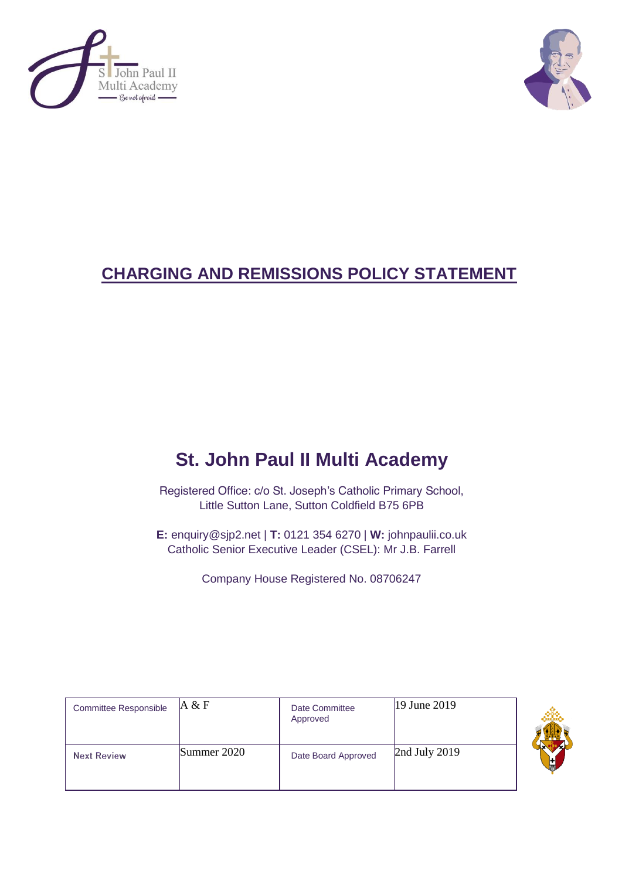# CHARGING AND REMISSIONS POLICY STATEMENT

## St. John Paul II Multi Academy

Registered Office: c/o St. Joseph's Catholic Primary School,
Little Sutton Lane, Sutton Coldfield B75 6PB

**E:** enquiry@sjp2.net | **T:** 0121 354 6270 | **W:** johnpaulii.co.uk
Catholic Senior Executive Leader (CSEL): Mr J.B. Farrell

Company House Registered No. 08706247

| Committee Responsible | A & F | Date Committee Approved | 19 June 2019 |
|---|---|---|---|
| **Next Review** | Summer 2020 | Date Board Approved | 2nd July 2019 |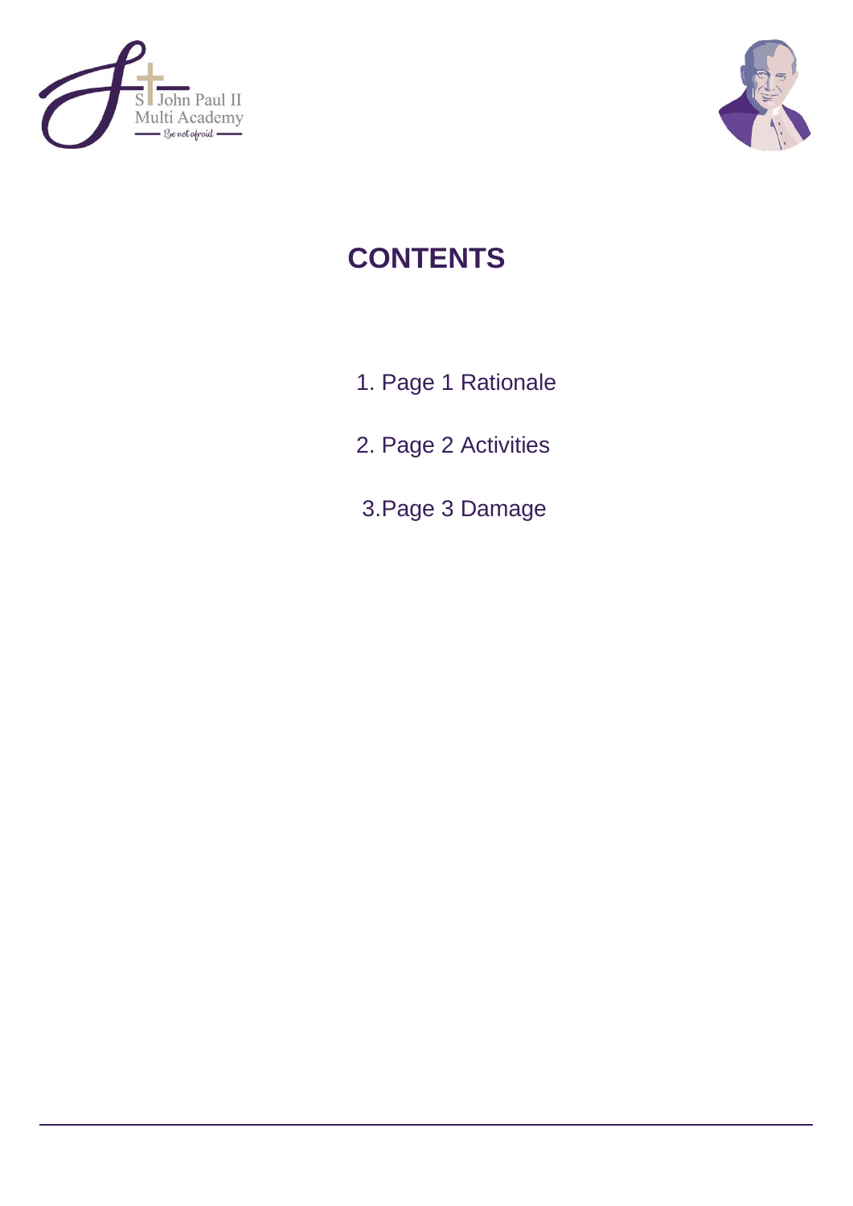# CONTENTS

1. Page 1 Rationale

2. Page 2 Activities

3.Page 3 Damage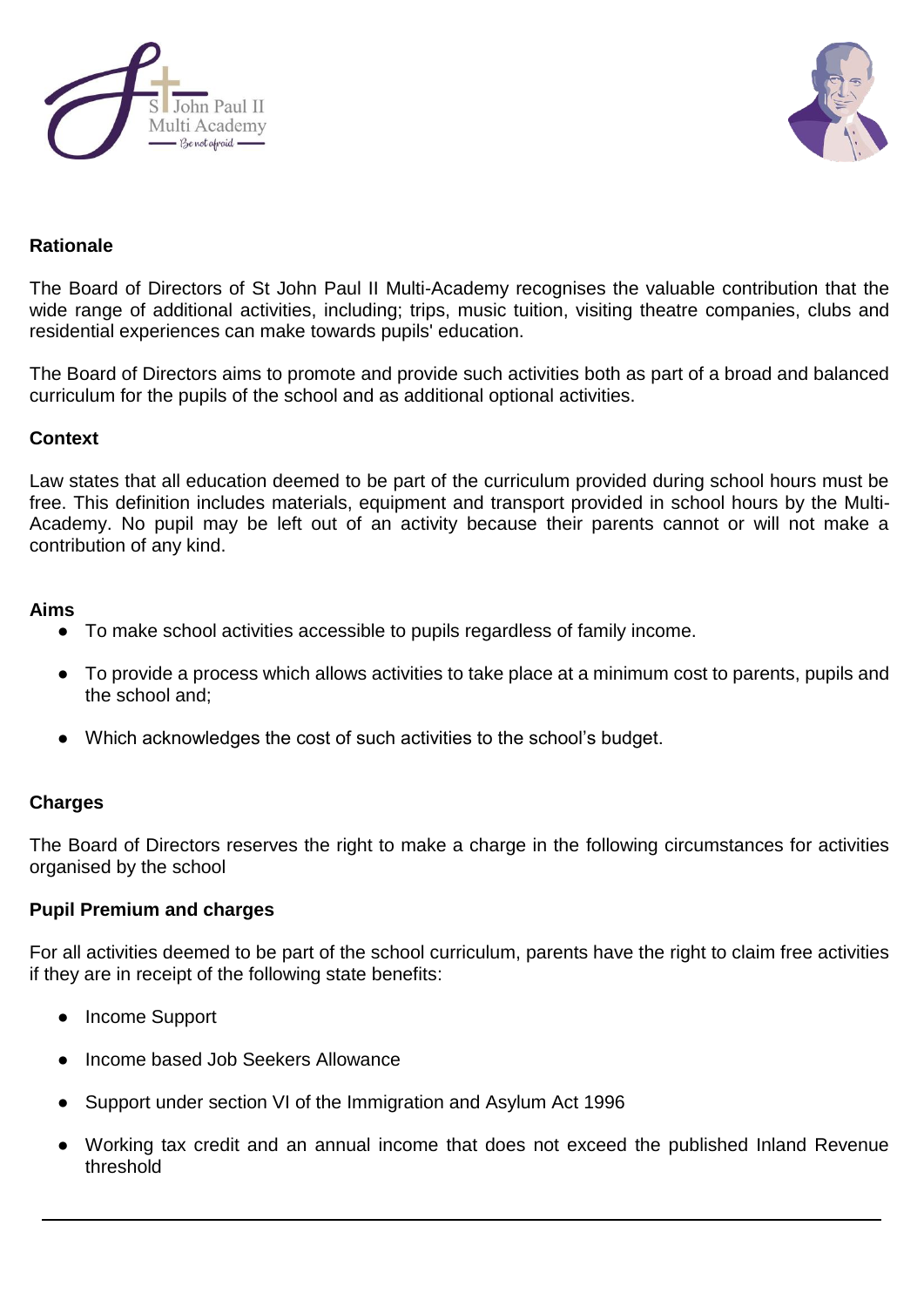**Rationale**

The Board of Directors of St John Paul II Multi-Academy recognises the valuable contribution that the wide range of additional activities, including; trips, music tuition, visiting theatre companies, clubs and residential experiences can make towards pupils' education.

The Board of Directors aims to promote and provide such activities both as part of a broad and balanced curriculum for the pupils of the school and as additional optional activities.

**Context**

Law states that all education deemed to be part of the curriculum provided during school hours must be free. This definition includes materials, equipment and transport provided in school hours by the Multi-Academy. No pupil may be left out of an activity because their parents cannot or will not make a contribution of any kind.

**Aims**

- To make school activities accessible to pupils regardless of family income.
- To provide a process which allows activities to take place at a minimum cost to parents, pupils and the school and;
- Which acknowledges the cost of such activities to the school's budget.

**Charges**

The Board of Directors reserves the right to make a charge in the following circumstances for activities organised by the school

**Pupil Premium and charges**

For all activities deemed to be part of the school curriculum, parents have the right to claim free activities if they are in receipt of the following state benefits:

- Income Support
- Income based Job Seekers Allowance
- Support under section VI of the Immigration and Asylum Act 1996
- Working tax credit and an annual income that does not exceed the published Inland Revenue threshold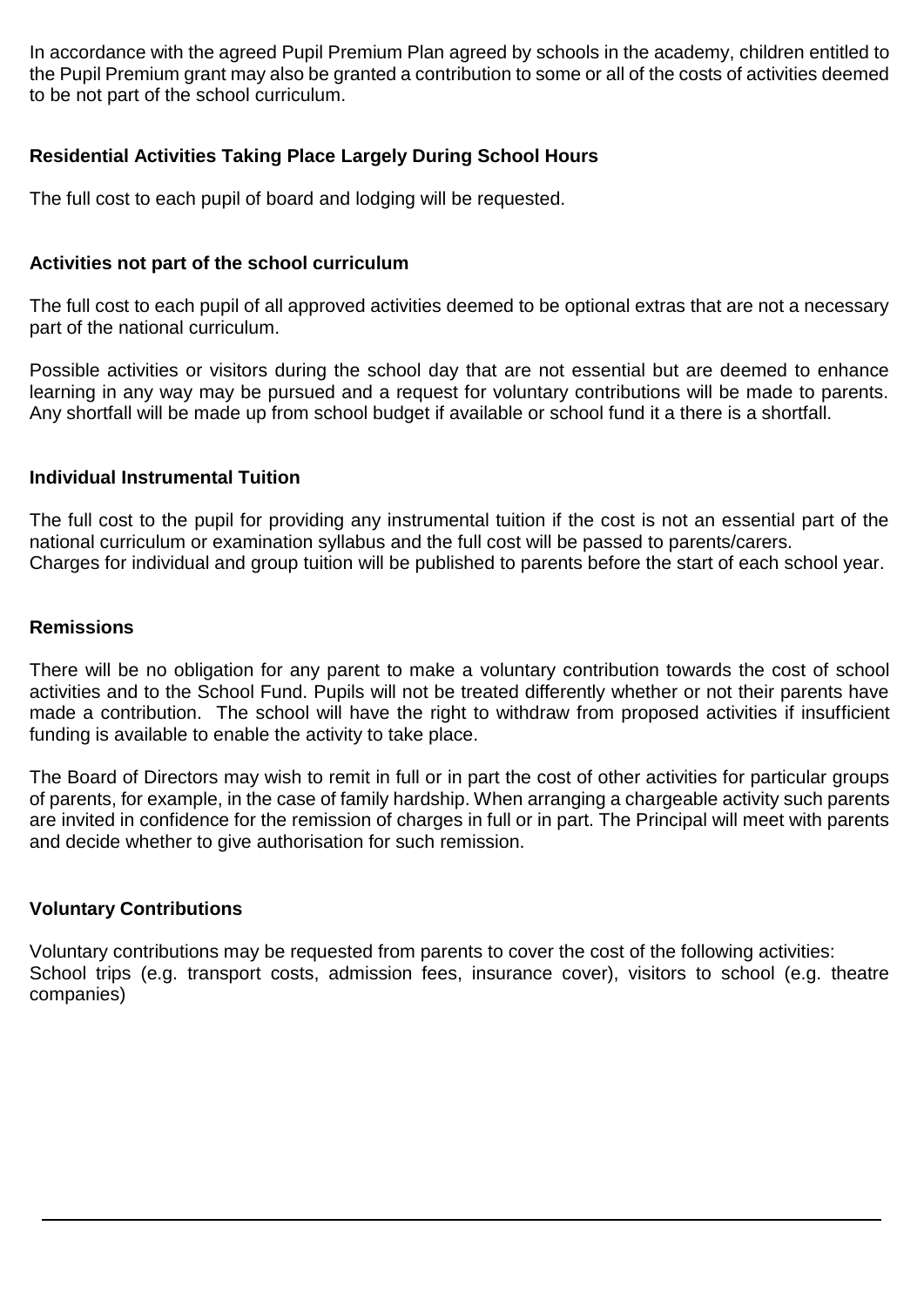In accordance with the agreed Pupil Premium Plan agreed by schools in the academy, children entitled to the Pupil Premium grant may also be granted a contribution to some or all of the costs of activities deemed to be not part of the school curriculum.

### Residential Activities Taking Place Largely During School Hours

The full cost to each pupil of board and lodging will be requested.

### Activities not part of the school curriculum

The full cost to each pupil of all approved activities deemed to be optional extras that are not a necessary part of the national curriculum.

Possible activities or visitors during the school day that are not essential but are deemed to enhance learning in any way may be pursued and a request for voluntary contributions will be made to parents. Any shortfall will be made up from school budget if available or school fund it a there is a shortfall.

### Individual Instrumental Tuition

The full cost to the pupil for providing any instrumental tuition if the cost is not an essential part of the national curriculum or examination syllabus and the full cost will be passed to parents/carers.
Charges for individual and group tuition will be published to parents before the start of each school year.

### Remissions

There will be no obligation for any parent to make a voluntary contribution towards the cost of school activities and to the School Fund. Pupils will not be treated differently whether or not their parents have made a contribution. The school will have the right to withdraw from proposed activities if insufficient funding is available to enable the activity to take place.

The Board of Directors may wish to remit in full or in part the cost of other activities for particular groups of parents, for example, in the case of family hardship. When arranging a chargeable activity such parents are invited in confidence for the remission of charges in full or in part. The Principal will meet with parents and decide whether to give authorisation for such remission.

### Voluntary Contributions

Voluntary contributions may be requested from parents to cover the cost of the following activities:
School trips (e.g. transport costs, admission fees, insurance cover), visitors to school (e.g. theatre companies)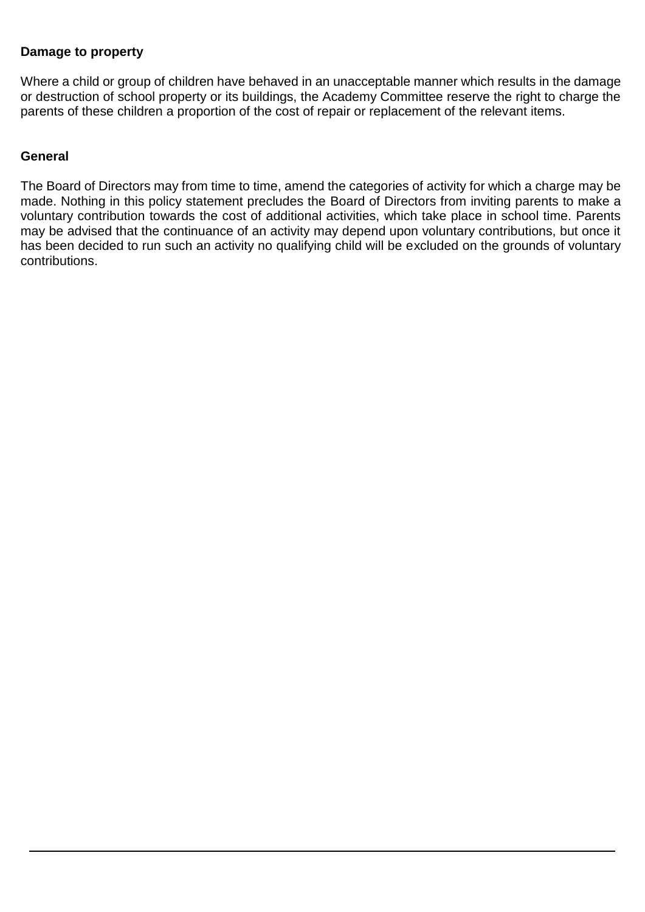**Damage to property**

Where a child or group of children have behaved in an unacceptable manner which results in the damage or destruction of school property or its buildings, the Academy Committee reserve the right to charge the parents of these children a proportion of the cost of repair or replacement of the relevant items.

**General**

The Board of Directors may from time to time, amend the categories of activity for which a charge may be made. Nothing in this policy statement precludes the Board of Directors from inviting parents to make a voluntary contribution towards the cost of additional activities, which take place in school time. Parents may be advised that the continuance of an activity may depend upon voluntary contributions, but once it has been decided to run such an activity no qualifying child will be excluded on the grounds of voluntary contributions.